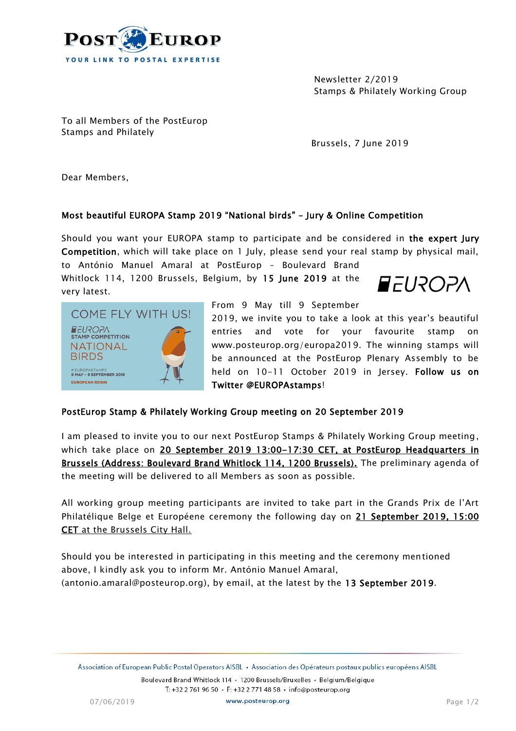Newsletter 2/2019
Stamps & Philately Working Group

To all Members of the PostEurop
Stamps and Philately

Brussels, 7 June 2019

Dear Members,

## Most beautiful EUROPA Stamp 2019 "National birds" – Jury & Online Competition

Should you want your EUROPA stamp to participate and be considered in **the expert Jury Competition**, which will take place on 1 July, please send your real stamp by physical mail, to António Manuel Amaral at PostEurop – Boulevard Brand Whitlock 114, 1200 Brussels, Belgium, by **15 June 2019** at the very latest.

From 9 May till 9 September 2019, we invite you to take a look at this year's beautiful entries and vote for your favourite stamp on www.posteurop.org/europa2019. The winning stamps will be announced at the PostEurop Plenary Assembly to be held on 10-11 October 2019 in Jersey. **Follow us on Twitter @EUROPAstamps**!

## PostEurop Stamp & Philately Working Group meeting on 20 September 2019

I am pleased to invite you to our next PostEurop Stamps & Philately Working Group meeting, which take place on **20 September 2019 13:00-17:30 CET, at PostEurop Headquarters in Brussels (Address: Boulevard Brand Whitlock 114, 1200 Brussels).** The preliminary agenda of the meeting will be delivered to all Members as soon as possible.

All working group meeting participants are invited to take part in the Grands Prix de l'Art Philatélique Belge et Europée ne ceremony the following day on 21 September 2019, 15:00 CET at the Brussels City Hall.

Should you be interested in participating in this meeting and the ceremony mentioned above, I kindly ask you to inform Mr. António Manuel Amaral, (antonio.amaral@posteurop.org), by email, at the latest by the **13 September 2019**.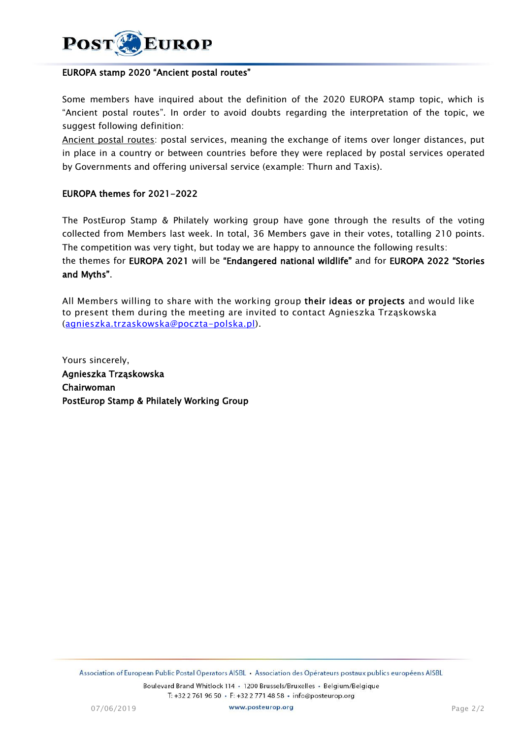**EUROPA stamp 2020 "Ancient postal routes"**

Some members have inquired about the definition of the 2020 EUROPA stamp topic, which is "Ancient postal routes". In order to avoid doubts regarding the interpretation of the topic, we suggest following definition:

Ancient postal routes: postal services, meaning the exchange of items over longer distances, put in place in a country or between countries before they were replaced by postal services operated by Governments and offering universal service (example: Thurn and Taxis).

**EUROPA themes for 2021-2022**

The PostEurop Stamp & Philately working group have gone through the results of the voting collected from Members last week. In total, 36 Members gave in their votes, totalling 210 points. The competition was very tight, but today we are happy to announce the following results:
the themes for **EUROPA 2021** will be **"Endangered national wildlife"** and for **EUROPA 2022 "Stories and Myths"**.

All Members willing to share with the working group **their ideas or projects** and would like to present them during the meeting are invited to contact Agnieszka Trząskowska (agnieszka.trzaskowska@poczta-polska.pl).

Yours sincerely,
**Agnieszka Trząskowska**
**Chairwoman**
**PostEurop Stamp & Philately Working Group**

Association of European Public Postal Operators AISBL • Association des Opérateurs postaux publics européens AISBL
Boulevard Brand Whitlock 114 • 1200 Brussels/Bruxelles • Belgium/Belgique
T: +32 2 761 96 50 • F: +32 2 771 48 58 • info@posteurop.org
www.posteurop.org

07/06/2019